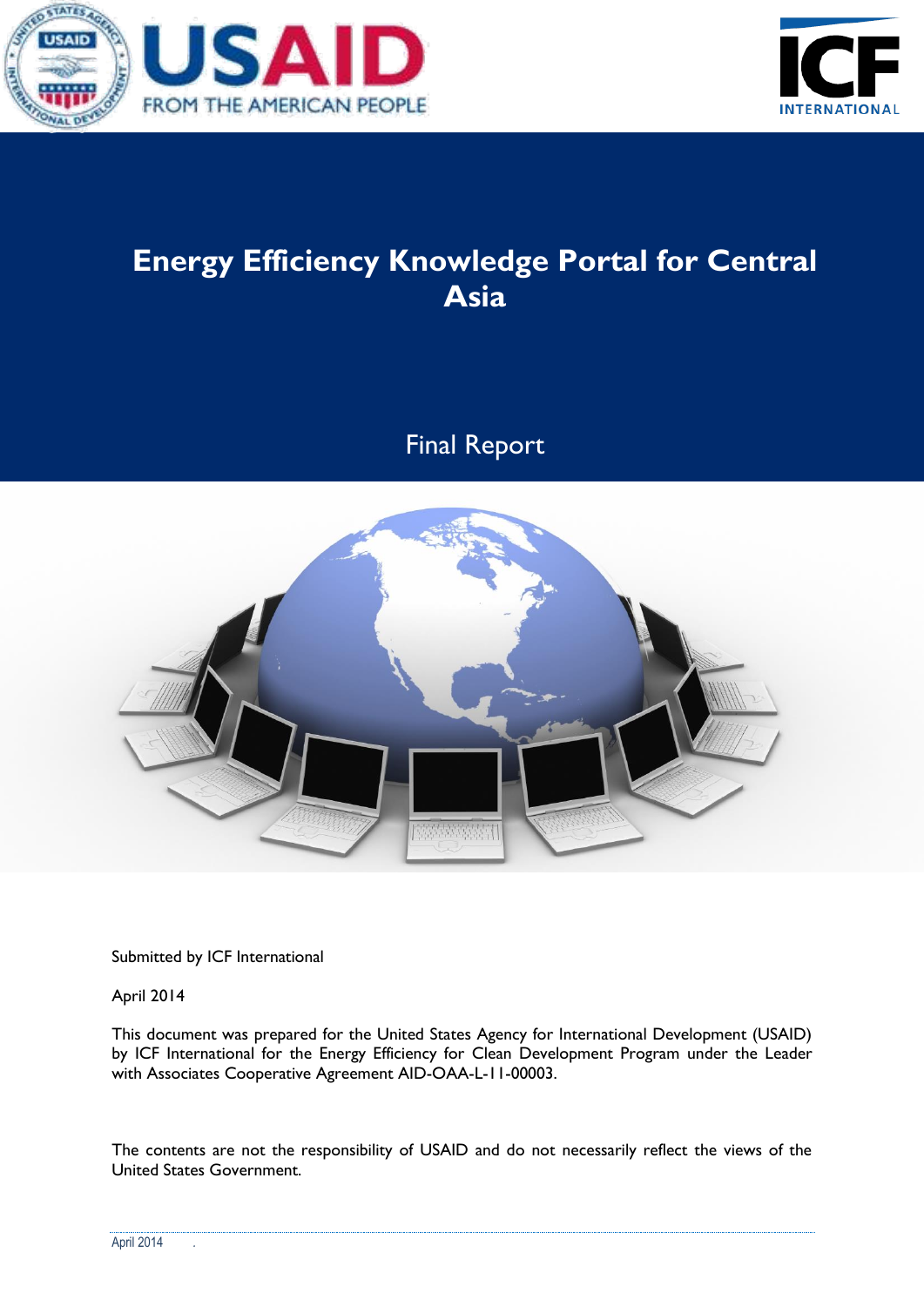# Energy Efficiency Knowledge Portal for Central Asia

## Final Report

Submitted by ICF International

April 2014

This document was prepared for the United States Agency for International Development (USAID) by ICF International for the Energy Efficiency for Clean Development Program under the Leader with Associates Cooperative Agreement AID-OAA-L-11-00003.

The contents are not the responsibility of USAID and do not necessarily reflect the views of the United States Government.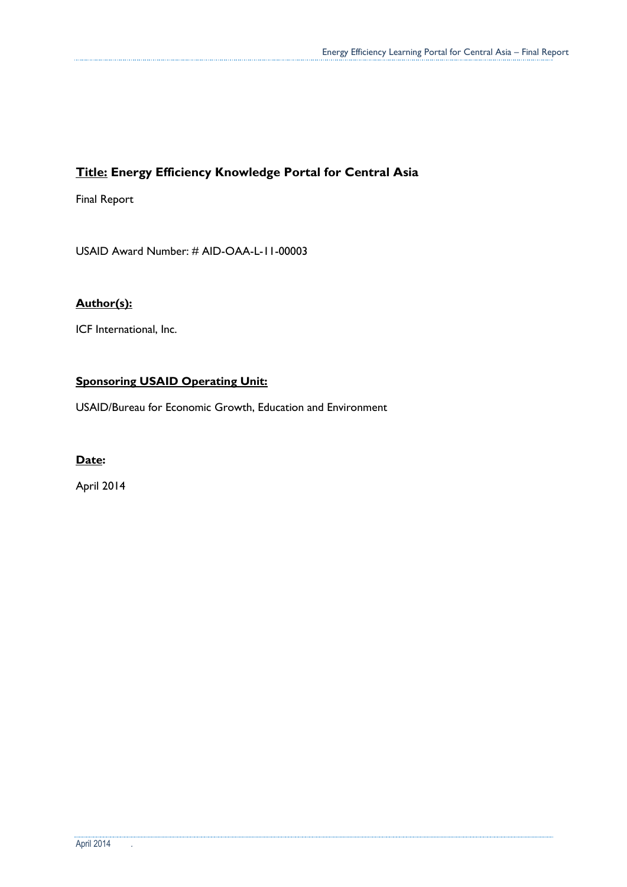**Title: Energy Efficiency Knowledge Portal for Central Asia**

Final Report

USAID Award Number: # AID-OAA-L-11-00003

**Author(s):**

ICF International, Inc.

**Sponsoring USAID Operating Unit:**

USAID/Bureau for Economic Growth, Education and Environment

**Date:**

April 2014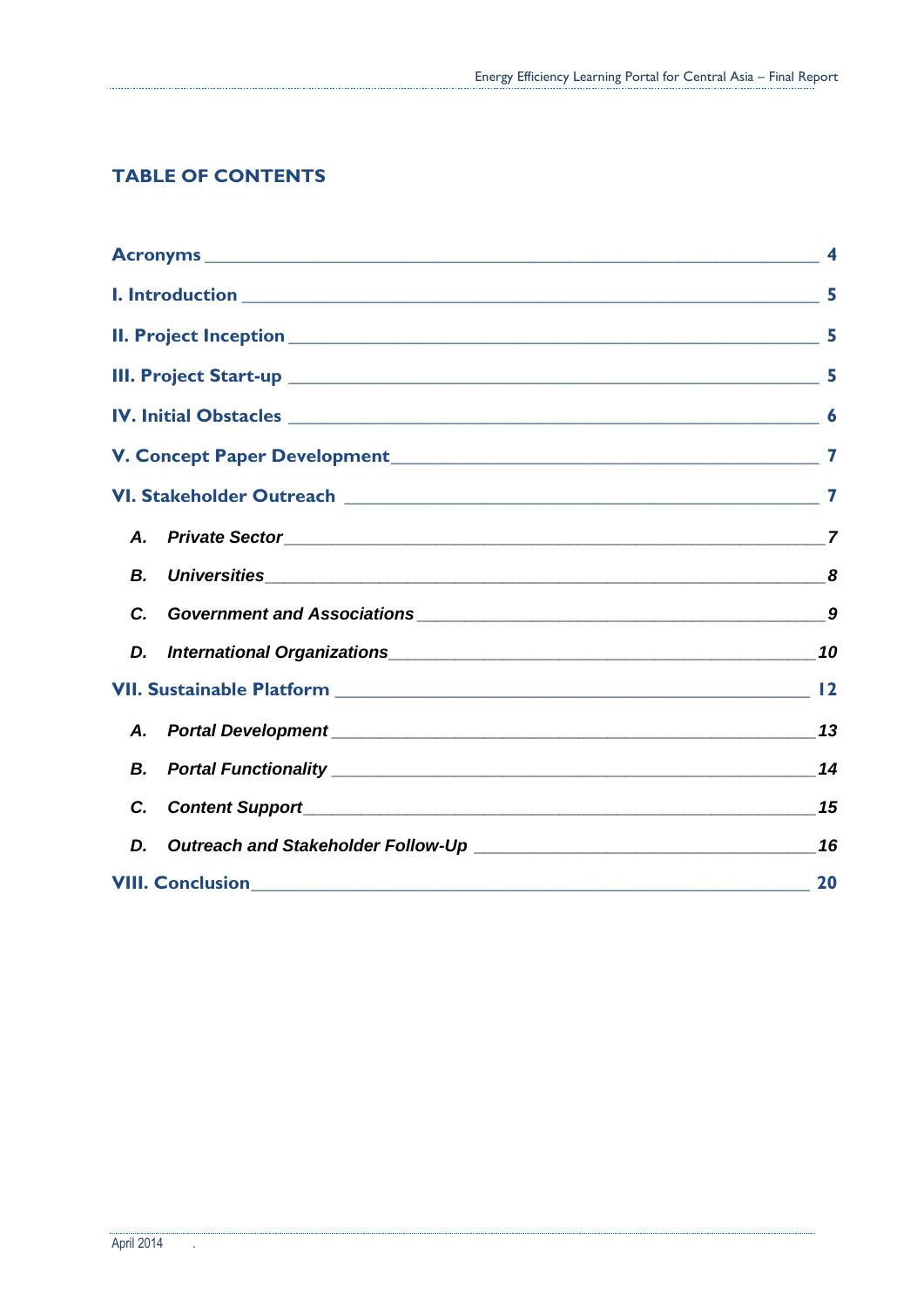## TABLE OF CONTENTS

**Acronyms** — **4**

**I. Introduction** — **5**

**II. Project Inception** — **5**

**III. Project Start-up** — **5**

**IV. Initial Obstacles** — **6**

**V. Concept Paper Development** — **7**

**VI. Stakeholder Outreach** — **7**

- ***A. Private Sector*** — ***7***
- ***B. Universities*** — ***8***
- ***C. Government and Associations*** — ***9***
- ***D. International Organizations*** — ***10***

**VII. Sustainable Platform** — **12**

- ***A. Portal Development*** — ***13***
- ***B. Portal Functionality*** — ***14***
- ***C. Content Support*** — ***15***
- ***D. Outreach and Stakeholder Follow-Up*** — ***16***

**VIII. Conclusion** — **20**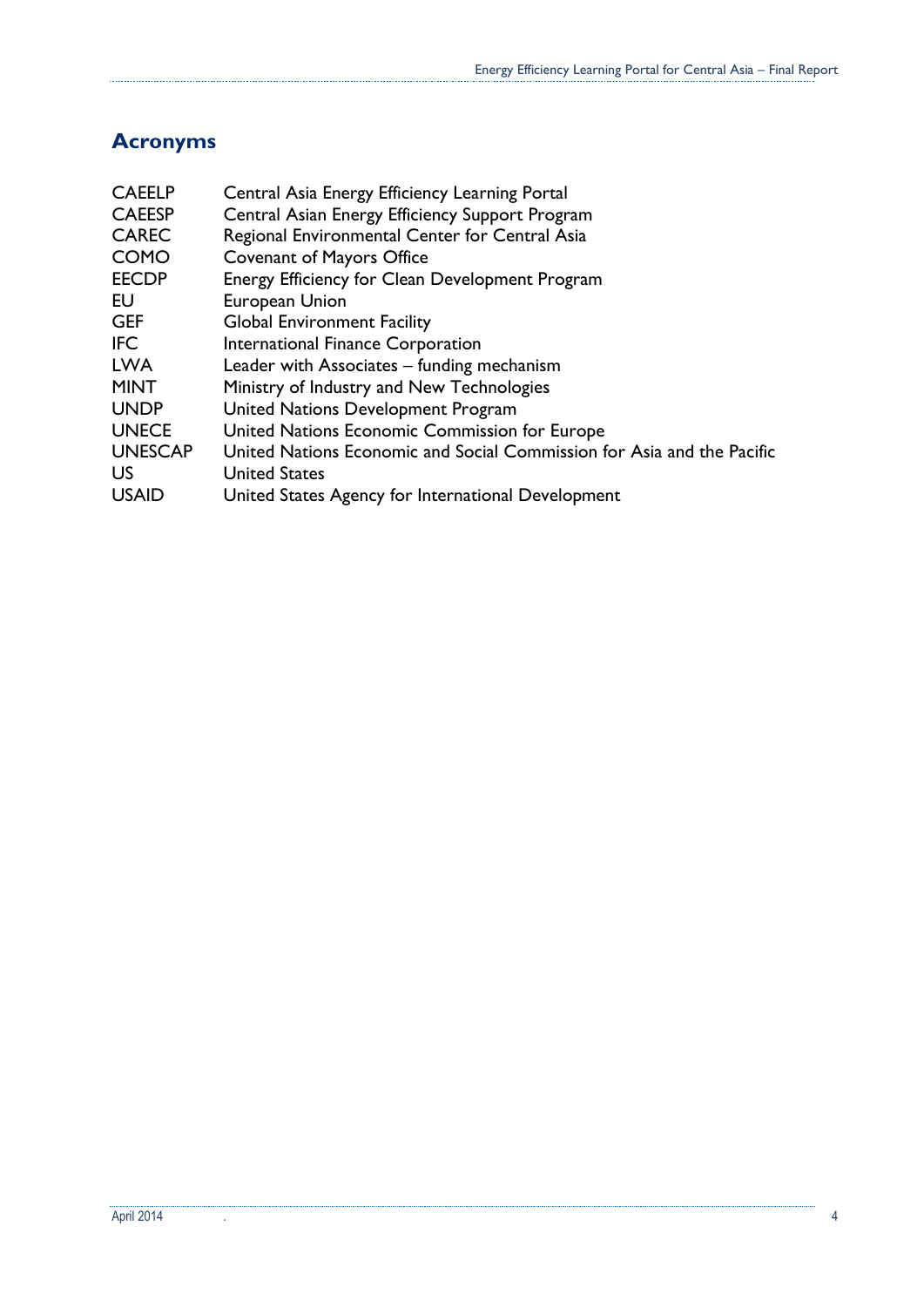## Acronyms

| | |
|---|---|
| CAEELP | Central Asia Energy Efficiency Learning Portal |
| CAEESP | Central Asian Energy Efficiency Support Program |
| CAREC | Regional Environmental Center for Central Asia |
| COMO | Covenant of Mayors Office |
| EECDP | Energy Efficiency for Clean Development Program |
| EU | European Union |
| GEF | Global Environment Facility |
| IFC | International Finance Corporation |
| LWA | Leader with Associates – funding mechanism |
| MINT | Ministry of Industry and New Technologies |
| UNDP | United Nations Development Program |
| UNECE | United Nations Economic Commission for Europe |
| UNESCAP | United Nations Economic and Social Commission for Asia and the Pacific |
| US | United States |
| USAID | United States Agency for International Development |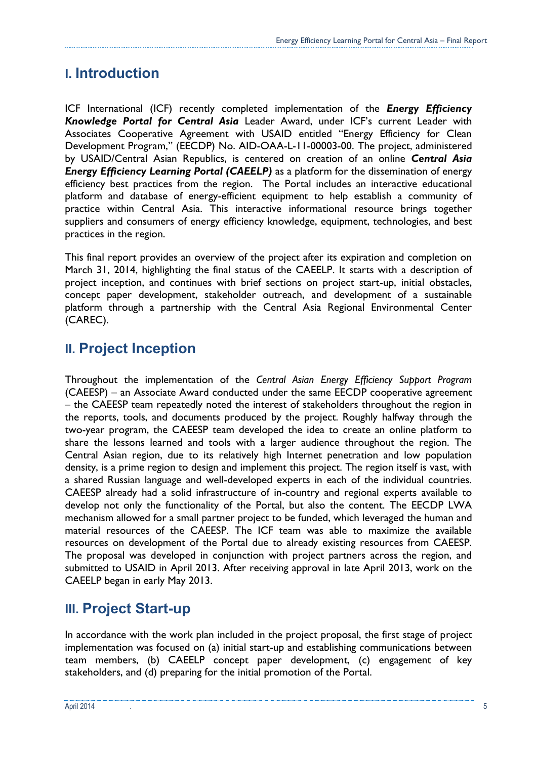# I. Introduction

ICF International (ICF) recently completed implementation of the ***Energy Efficiency Knowledge Portal for Central Asia*** Leader Award, under ICF's current Leader with Associates Cooperative Agreement with USAID entitled "Energy Efficiency for Clean Development Program," (EECDP) No. AID-OAA-L-11-00003-00. The project, administered by USAID/Central Asian Republics, is centered on creation of an online ***Central Asia Energy Efficiency Learning Portal (CAEELP)*** as a platform for the dissemination of energy efficiency best practices from the region. The Portal includes an interactive educational platform and database of energy-efficient equipment to help establish a community of practice within Central Asia. This interactive informational resource brings together suppliers and consumers of energy efficiency knowledge, equipment, technologies, and best practices in the region.

This final report provides an overview of the project after its expiration and completion on March 31, 2014, highlighting the final status of the CAEELP. It starts with a description of project inception, and continues with brief sections on project start-up, initial obstacles, concept paper development, stakeholder outreach, and development of a sustainable platform through a partnership with the Central Asia Regional Environmental Center (CAREC).

# II. Project Inception

Throughout the implementation of the *Central Asian Energy Efficiency Support Program* (CAEESP) – an Associate Award conducted under the same EECDP cooperative agreement – the CAEESP team repeatedly noted the interest of stakeholders throughout the region in the reports, tools, and documents produced by the project. Roughly halfway through the two-year program, the CAEESP team developed the idea to create an online platform to share the lessons learned and tools with a larger audience throughout the region. The Central Asian region, due to its relatively high Internet penetration and low population density, is a prime region to design and implement this project. The region itself is vast, with a shared Russian language and well-developed experts in each of the individual countries. CAEESP already had a solid infrastructure of in-country and regional experts available to develop not only the functionality of the Portal, but also the content. The EECDP LWA mechanism allowed for a small partner project to be funded, which leveraged the human and material resources of the CAEESP. The ICF team was able to maximize the available resources on development of the Portal due to already existing resources from CAEESP. The proposal was developed in conjunction with project partners across the region, and submitted to USAID in April 2013. After receiving approval in late April 2013, work on the CAEELP began in early May 2013.

# III. Project Start-up

In accordance with the work plan included in the project proposal, the first stage of project implementation was focused on (a) initial start-up and establishing communications between team members, (b) CAEELP concept paper development, (c) engagement of key stakeholders, and (d) preparing for the initial promotion of the Portal.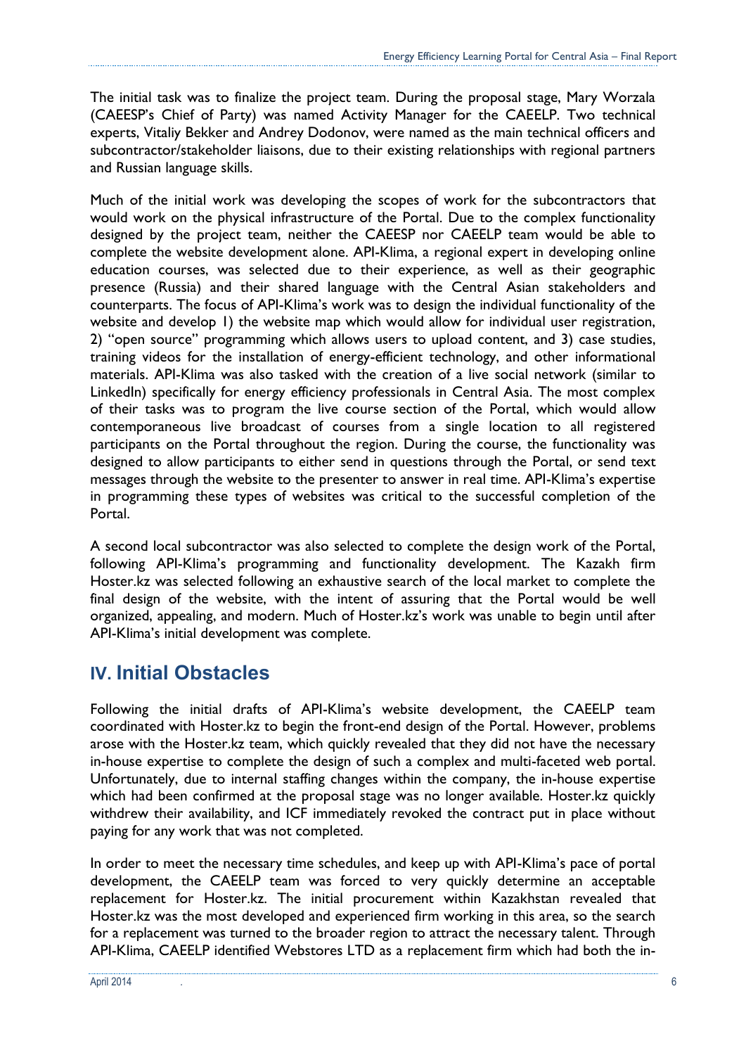The initial task was to finalize the project team. During the proposal stage, Mary Worzala (CAEESP's Chief of Party) was named Activity Manager for the CAEELP. Two technical experts, Vitaliy Bekker and Andrey Dodonov, were named as the main technical officers and subcontractor/stakeholder liaisons, due to their existing relationships with regional partners and Russian language skills.

Much of the initial work was developing the scopes of work for the subcontractors that would work on the physical infrastructure of the Portal. Due to the complex functionality designed by the project team, neither the CAEESP nor CAEELP team would be able to complete the website development alone. API-Klima, a regional expert in developing online education courses, was selected due to their experience, as well as their geographic presence (Russia) and their shared language with the Central Asian stakeholders and counterparts. The focus of API-Klima's work was to design the individual functionality of the website and develop 1) the website map which would allow for individual user registration, 2) "open source" programming which allows users to upload content, and 3) case studies, training videos for the installation of energy-efficient technology, and other informational materials. API-Klima was also tasked with the creation of a live social network (similar to LinkedIn) specifically for energy efficiency professionals in Central Asia. The most complex of their tasks was to program the live course section of the Portal, which would allow contemporaneous live broadcast of courses from a single location to all registered participants on the Portal throughout the region. During the course, the functionality was designed to allow participants to either send in questions through the Portal, or send text messages through the website to the presenter to answer in real time. API-Klima's expertise in programming these types of websites was critical to the successful completion of the Portal.

A second local subcontractor was also selected to complete the design work of the Portal, following API-Klima's programming and functionality development. The Kazakh firm Hoster.kz was selected following an exhaustive search of the local market to complete the final design of the website, with the intent of assuring that the Portal would be well organized, appealing, and modern. Much of Hoster.kz's work was unable to begin until after API-Klima's initial development was complete.

## IV. Initial Obstacles

Following the initial drafts of API-Klima's website development, the CAEELP team coordinated with Hoster.kz to begin the front-end design of the Portal. However, problems arose with the Hoster.kz team, which quickly revealed that they did not have the necessary in-house expertise to complete the design of such a complex and multi-faceted web portal. Unfortunately, due to internal staffing changes within the company, the in-house expertise which had been confirmed at the proposal stage was no longer available. Hoster.kz quickly withdrew their availability, and ICF immediately revoked the contract put in place without paying for any work that was not completed.

In order to meet the necessary time schedules, and keep up with API-Klima's pace of portal development, the CAEELP team was forced to very quickly determine an acceptable replacement for Hoster.kz. The initial procurement within Kazakhstan revealed that Hoster.kz was the most developed and experienced firm working in this area, so the search for a replacement was turned to the broader region to attract the necessary talent. Through API-Klima, CAEELP identified Webstores LTD as a replacement firm which had both the in-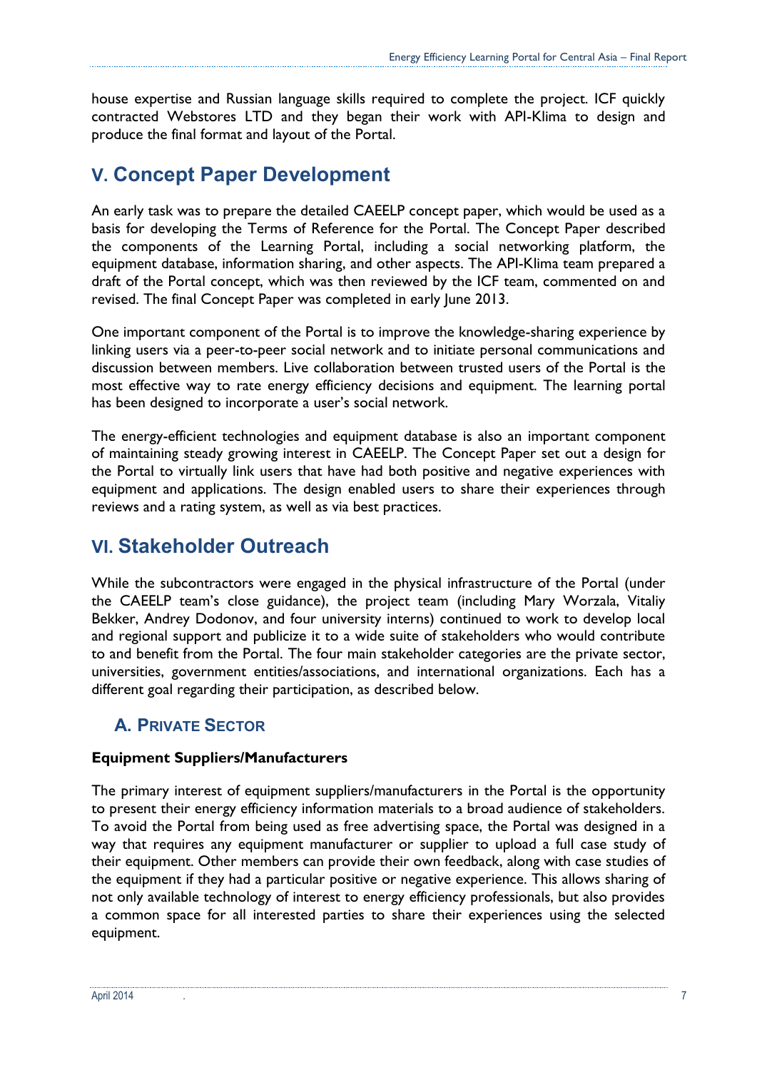house expertise and Russian language skills required to complete the project. ICF quickly contracted Webstores LTD and they began their work with API-Klima to design and produce the final format and layout of the Portal.

# V. Concept Paper Development

An early task was to prepare the detailed CAEELP concept paper, which would be used as a basis for developing the Terms of Reference for the Portal. The Concept Paper described the components of the Learning Portal, including a social networking platform, the equipment database, information sharing, and other aspects. The API-Klima team prepared a draft of the Portal concept, which was then reviewed by the ICF team, commented on and revised. The final Concept Paper was completed in early June 2013.

One important component of the Portal is to improve the knowledge-sharing experience by linking users via a peer-to-peer social network and to initiate personal communications and discussion between members. Live collaboration between trusted users of the Portal is the most effective way to rate energy efficiency decisions and equipment. The learning portal has been designed to incorporate a user's social network.

The energy-efficient technologies and equipment database is also an important component of maintaining steady growing interest in CAEELP. The Concept Paper set out a design for the Portal to virtually link users that have had both positive and negative experiences with equipment and applications. The design enabled users to share their experiences through reviews and a rating system, as well as via best practices.

# VI. Stakeholder Outreach

While the subcontractors were engaged in the physical infrastructure of the Portal (under the CAEELP team's close guidance), the project team (including Mary Worzala, Vitaliy Bekker, Andrey Dodonov, and four university interns) continued to work to develop local and regional support and publicize it to a wide suite of stakeholders who would contribute to and benefit from the Portal. The four main stakeholder categories are the private sector, universities, government entities/associations, and international organizations. Each has a different goal regarding their participation, as described below.

## A. Private Sector

**Equipment Suppliers/Manufacturers**

The primary interest of equipment suppliers/manufacturers in the Portal is the opportunity to present their energy efficiency information materials to a broad audience of stakeholders. To avoid the Portal from being used as free advertising space, the Portal was designed in a way that requires any equipment manufacturer or supplier to upload a full case study of their equipment. Other members can provide their own feedback, along with case studies of the equipment if they had a particular positive or negative experience. This allows sharing of not only available technology of interest to energy efficiency professionals, but also provides a common space for all interested parties to share their experiences using the selected equipment.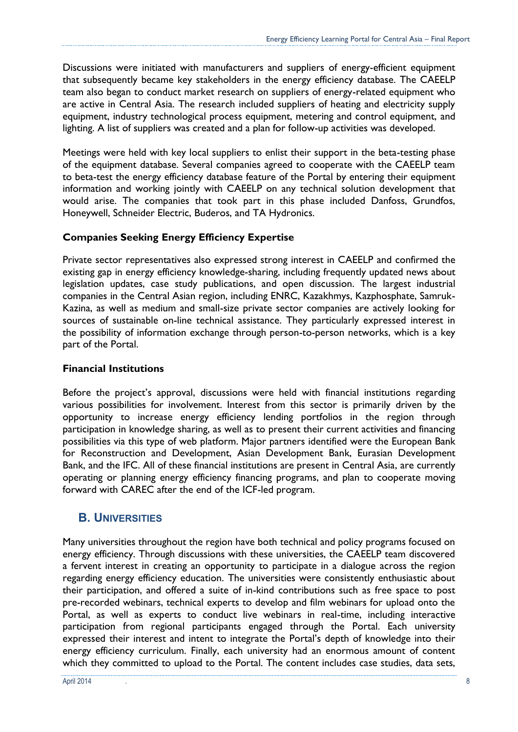Discussions were initiated with manufacturers and suppliers of energy-efficient equipment that subsequently became key stakeholders in the energy efficiency database. The CAEELP team also began to conduct market research on suppliers of energy-related equipment who are active in Central Asia. The research included suppliers of heating and electricity supply equipment, industry technological process equipment, metering and control equipment, and lighting. A list of suppliers was created and a plan for follow-up activities was developed.

Meetings were held with key local suppliers to enlist their support in the beta-testing phase of the equipment database. Several companies agreed to cooperate with the CAEELP team to beta-test the energy efficiency database feature of the Portal by entering their equipment information and working jointly with CAEELP on any technical solution development that would arise. The companies that took part in this phase included Danfoss, Grundfos, Honeywell, Schneider Electric, Buderos, and TA Hydronics.

#### Companies Seeking Energy Efficiency Expertise

Private sector representatives also expressed strong interest in CAEELP and confirmed the existing gap in energy efficiency knowledge-sharing, including frequently updated news about legislation updates, case study publications, and open discussion. The largest industrial companies in the Central Asian region, including ENRC, Kazakhmys, Kazphosphate, Samruk-Kazina, as well as medium and small-size private sector companies are actively looking for sources of sustainable on-line technical assistance. They particularly expressed interest in the possibility of information exchange through person-to-person networks, which is a key part of the Portal.

#### Financial Institutions

Before the project's approval, discussions were held with financial institutions regarding various possibilities for involvement. Interest from this sector is primarily driven by the opportunity to increase energy efficiency lending portfolios in the region through participation in knowledge sharing, as well as to present their current activities and financing possibilities via this type of web platform. Major partners identified were the European Bank for Reconstruction and Development, Asian Development Bank, Eurasian Development Bank, and the IFC. All of these financial institutions are present in Central Asia, are currently operating or planning energy efficiency financing programs, and plan to cooperate moving forward with CAREC after the end of the ICF-led program.

## B. Universities

Many universities throughout the region have both technical and policy programs focused on energy efficiency. Through discussions with these universities, the CAEELP team discovered a fervent interest in creating an opportunity to participate in a dialogue across the region regarding energy efficiency education. The universities were consistently enthusiastic about their participation, and offered a suite of in-kind contributions such as free space to post pre-recorded webinars, technical experts to develop and film webinars for upload onto the Portal, as well as experts to conduct live webinars in real-time, including interactive participation from regional participants engaged through the Portal. Each university expressed their interest and intent to integrate the Portal's depth of knowledge into their energy efficiency curriculum. Finally, each university had an enormous amount of content which they committed to upload to the Portal. The content includes case studies, data sets,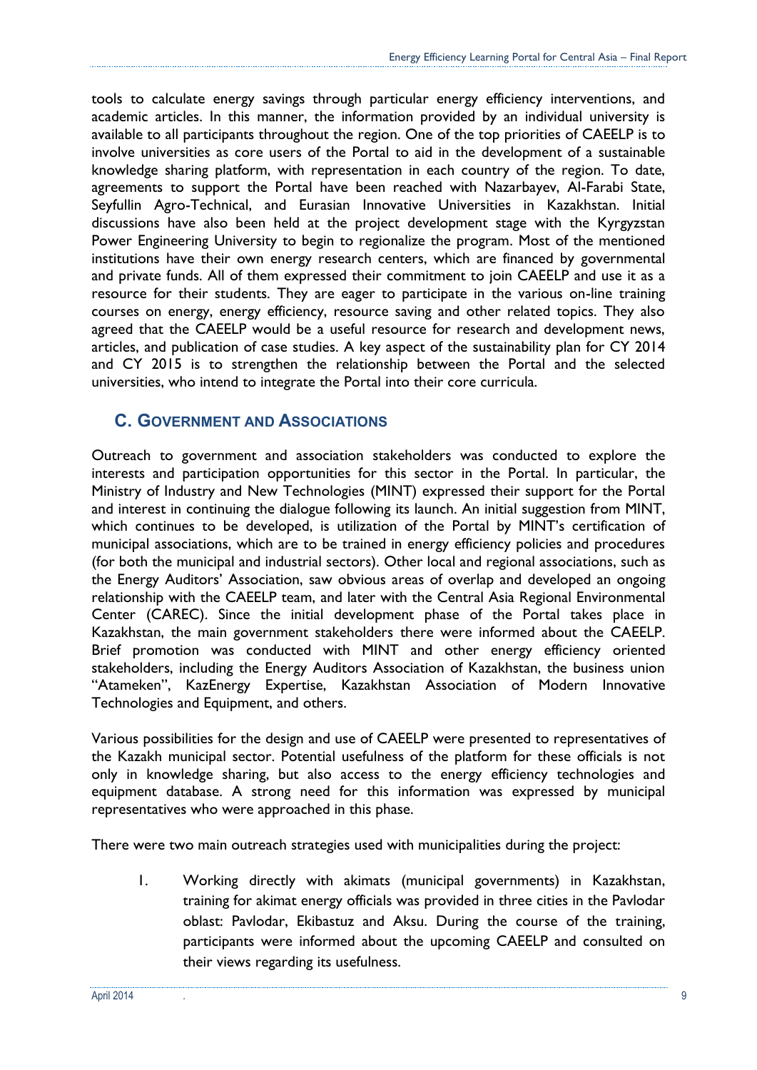tools to calculate energy savings through particular energy efficiency interventions, and academic articles. In this manner, the information provided by an individual university is available to all participants throughout the region. One of the top priorities of CAEELP is to involve universities as core users of the Portal to aid in the development of a sustainable knowledge sharing platform, with representation in each country of the region. To date, agreements to support the Portal have been reached with Nazarbayev, Al-Farabi State, Seyfullin Agro-Technical, and Eurasian Innovative Universities in Kazakhstan. Initial discussions have also been held at the project development stage with the Kyrgyzstan Power Engineering University to begin to regionalize the program. Most of the mentioned institutions have their own energy research centers, which are financed by governmental and private funds. All of them expressed their commitment to join CAEELP and use it as a resource for their students. They are eager to participate in the various on-line training courses on energy, energy efficiency, resource saving and other related topics. They also agreed that the CAEELP would be a useful resource for research and development news, articles, and publication of case studies. A key aspect of the sustainability plan for CY 2014 and CY 2015 is to strengthen the relationship between the Portal and the selected universities, who intend to integrate the Portal into their core curricula.

## C. Government and Associations

Outreach to government and association stakeholders was conducted to explore the interests and participation opportunities for this sector in the Portal. In particular, the Ministry of Industry and New Technologies (MINT) expressed their support for the Portal and interest in continuing the dialogue following its launch. An initial suggestion from MINT, which continues to be developed, is utilization of the Portal by MINT's certification of municipal associations, which are to be trained in energy efficiency policies and procedures (for both the municipal and industrial sectors). Other local and regional associations, such as the Energy Auditors' Association, saw obvious areas of overlap and developed an ongoing relationship with the CAEELP team, and later with the Central Asia Regional Environmental Center (CAREC). Since the initial development phase of the Portal takes place in Kazakhstan, the main government stakeholders there were informed about the CAEELP. Brief promotion was conducted with MINT and other energy efficiency oriented stakeholders, including the Energy Auditors Association of Kazakhstan, the business union "Atameken", KazEnergy Expertise, Kazakhstan Association of Modern Innovative Technologies and Equipment, and others.

Various possibilities for the design and use of CAEELP were presented to representatives of the Kazakh municipal sector. Potential usefulness of the platform for these officials is not only in knowledge sharing, but also access to the energy efficiency technologies and equipment database. A strong need for this information was expressed by municipal representatives who were approached in this phase.

There were two main outreach strategies used with municipalities during the project:

1. Working directly with akimats (municipal governments) in Kazakhstan, training for akimat energy officials was provided in three cities in the Pavlodar oblast: Pavlodar, Ekibastuz and Aksu. During the course of the training, participants were informed about the upcoming CAEELP and consulted on their views regarding its usefulness.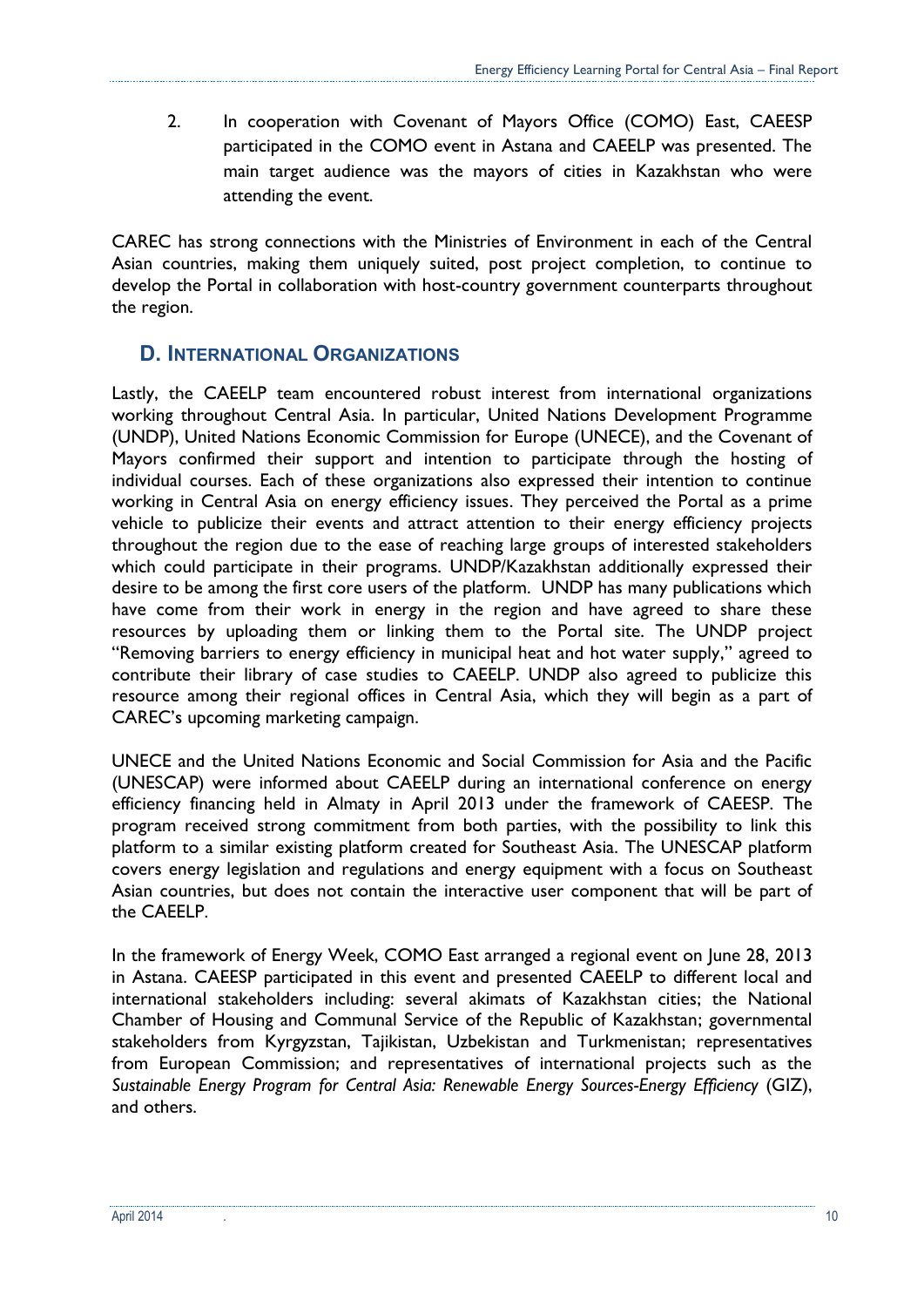2. In cooperation with Covenant of Mayors Office (COMO) East, CAEESP participated in the COMO event in Astana and CAEELP was presented. The main target audience was the mayors of cities in Kazakhstan who were attending the event.

CAREC has strong connections with the Ministries of Environment in each of the Central Asian countries, making them uniquely suited, post project completion, to continue to develop the Portal in collaboration with host-country government counterparts throughout the region.

## D. International Organizations

Lastly, the CAEELP team encountered robust interest from international organizations working throughout Central Asia. In particular, United Nations Development Programme (UNDP), United Nations Economic Commission for Europe (UNECE), and the Covenant of Mayors confirmed their support and intention to participate through the hosting of individual courses. Each of these organizations also expressed their intention to continue working in Central Asia on energy efficiency issues. They perceived the Portal as a prime vehicle to publicize their events and attract attention to their energy efficiency projects throughout the region due to the ease of reaching large groups of interested stakeholders which could participate in their programs. UNDP/Kazakhstan additionally expressed their desire to be among the first core users of the platform. UNDP has many publications which have come from their work in energy in the region and have agreed to share these resources by uploading them or linking them to the Portal site. The UNDP project "Removing barriers to energy efficiency in municipal heat and hot water supply," agreed to contribute their library of case studies to CAEELP. UNDP also agreed to publicize this resource among their regional offices in Central Asia, which they will begin as a part of CAREC's upcoming marketing campaign.

UNECE and the United Nations Economic and Social Commission for Asia and the Pacific (UNESCAP) were informed about CAEELP during an international conference on energy efficiency financing held in Almaty in April 2013 under the framework of CAEESP. The program received strong commitment from both parties, with the possibility to link this platform to a similar existing platform created for Southeast Asia. The UNESCAP platform covers energy legislation and regulations and energy equipment with a focus on Southeast Asian countries, but does not contain the interactive user component that will be part of the CAEELP.

In the framework of Energy Week, COMO East arranged a regional event on June 28, 2013 in Astana. CAEESP participated in this event and presented CAEELP to different local and international stakeholders including: several akimats of Kazakhstan cities; the National Chamber of Housing and Communal Service of the Republic of Kazakhstan; governmental stakeholders from Kyrgyzstan, Tajikistan, Uzbekistan and Turkmenistan; representatives from European Commission; and representatives of international projects such as the *Sustainable Energy Program for Central Asia: Renewable Energy Sources-Energy Efficiency* (GIZ), and others.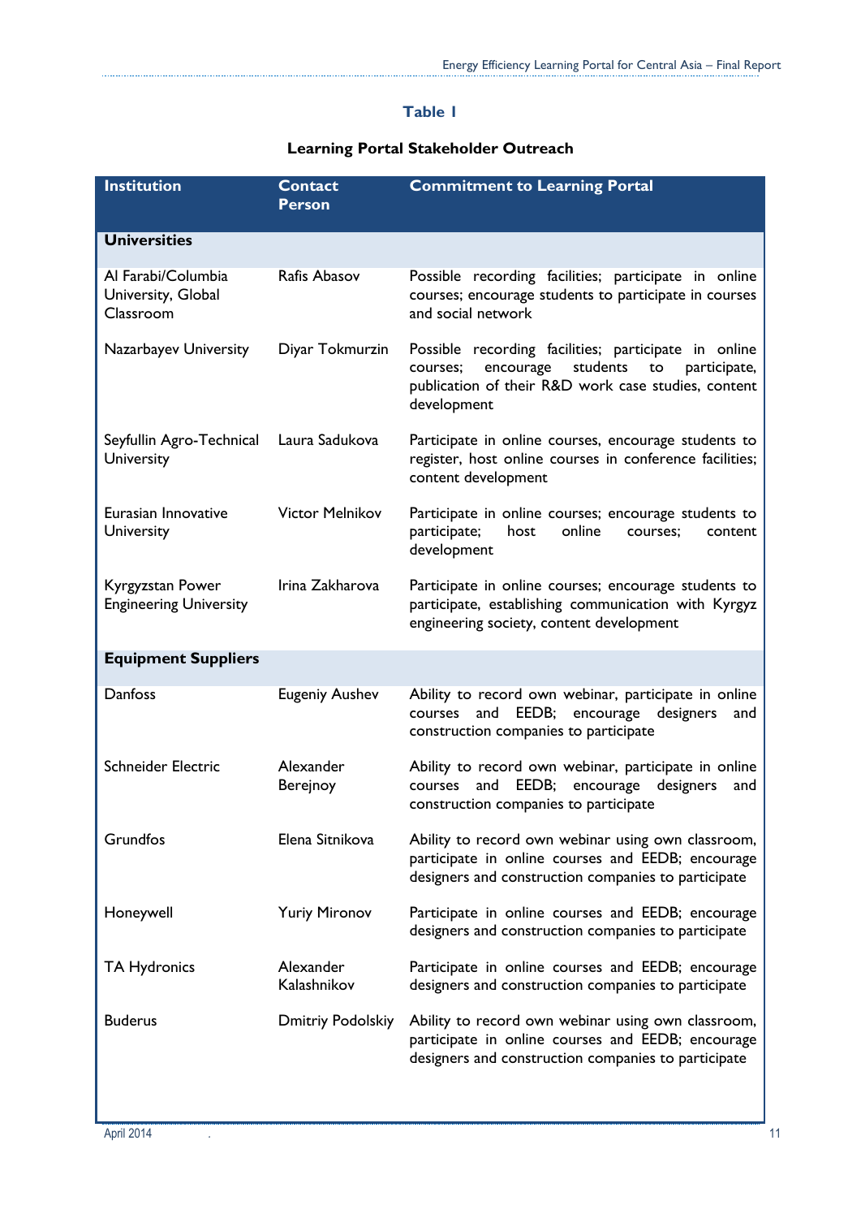**Table 1**

**Learning Portal Stakeholder Outreach**

| Institution | Contact Person | Commitment to Learning Portal |
|---|---|---|
| **Universities** | | |
| Al Farabi/Columbia University, Global Classroom | Rafis Abasov | Possible recording facilities; participate in online courses; encourage students to participate in courses and social network |
| Nazarbayev University | Diyar Tokmurzin | Possible recording facilities; participate in online courses; encourage students to participate, publication of their R&D work case studies, content development |
| Seyfullin Agro-Technical University | Laura Sadukova | Participate in online courses, encourage students to register, host online courses in conference facilities; content development |
| Eurasian Innovative University | Victor Melnikov | Participate in online courses; encourage students to participate; host online courses; content development |
| Kyrgyzstan Power Engineering University | Irina Zakharova | Participate in online courses; encourage students to participate, establishing communication with Kyrgyz engineering society, content development |
| **Equipment Suppliers** | | |
| Danfoss | Eugeniy Aushev | Ability to record own webinar, participate in online courses and EEDB; encourage designers and construction companies to participate |
| Schneider Electric | Alexander Berejnoy | Ability to record own webinar, participate in online courses and EEDB; encourage designers and construction companies to participate |
| Grundfos | Elena Sitnikova | Ability to record own webinar using own classroom, participate in online courses and EEDB; encourage designers and construction companies to participate |
| Honeywell | Yuriy Mironov | Participate in online courses and EEDB; encourage designers and construction companies to participate |
| TA Hydronics | Alexander Kalashnikov | Participate in online courses and EEDB; encourage designers and construction companies to participate |
| Buderus | Dmitriy Podolskiy | Ability to record own webinar using own classroom, participate in online courses and EEDB; encourage designers and construction companies to participate |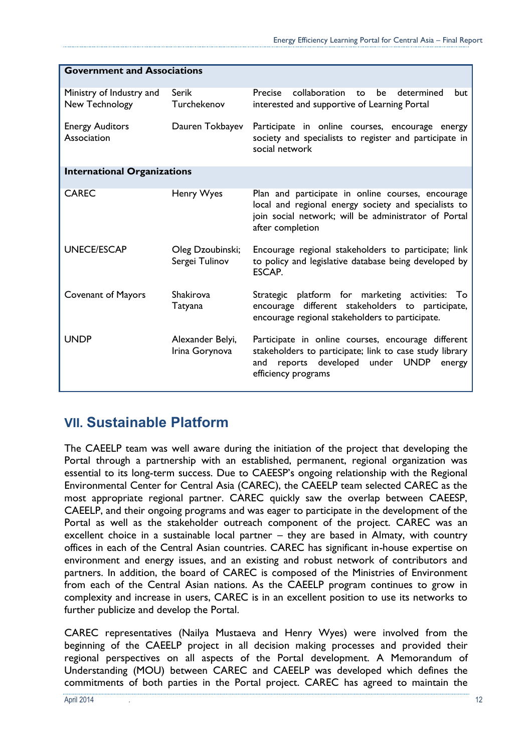| Government and Associations | | |
|---|---|---|
| Ministry of Industry and New Technology | Serik Turchekenov | Precise collaboration to be determined but interested and supportive of Learning Portal |
| Energy Auditors Association | Dauren Tokbayev | Participate in online courses, encourage energy society and specialists to register and participate in social network |
| **International Organizations** | | |
| CAREC | Henry Wyes | Plan and participate in online courses, encourage local and regional energy society and specialists to join social network; will be administrator of Portal after completion |
| UNECE/ESCAP | Oleg Dzoubinski; Sergei Tulinov | Encourage regional stakeholders to participate; link to policy and legislative database being developed by ESCAP. |
| Covenant of Mayors | Shakirova Tatyana | Strategic platform for marketing activities: To encourage different stakeholders to participate, encourage regional stakeholders to participate. |
| UNDP | Alexander Belyi, Irina Gorynova | Participate in online courses, encourage different stakeholders to participate; link to case study library and reports developed under UNDP energy efficiency programs |

## VII. Sustainable Platform

The CAEELP team was well aware during the initiation of the project that developing the Portal through a partnership with an established, permanent, regional organization was essential to its long-term success. Due to CAEESP's ongoing relationship with the Regional Environmental Center for Central Asia (CAREC), the CAEELP team selected CAREC as the most appropriate regional partner. CAREC quickly saw the overlap between CAEESP, CAEELP, and their ongoing programs and was eager to participate in the development of the Portal as well as the stakeholder outreach component of the project. CAREC was an excellent choice in a sustainable local partner – they are based in Almaty, with country offices in each of the Central Asian countries. CAREC has significant in-house expertise on environment and energy issues, and an existing and robust network of contributors and partners. In addition, the board of CAREC is composed of the Ministries of Environment from each of the Central Asian nations. As the CAEELP program continues to grow in complexity and increase in users, CAREC is in an excellent position to use its networks to further publicize and develop the Portal.

CAREC representatives (Nailya Mustaeva and Henry Wyes) were involved from the beginning of the CAEELP project in all decision making processes and provided their regional perspectives on all aspects of the Portal development. A Memorandum of Understanding (MOU) between CAREC and CAEELP was developed which defines the commitments of both parties in the Portal project. CAREC has agreed to maintain the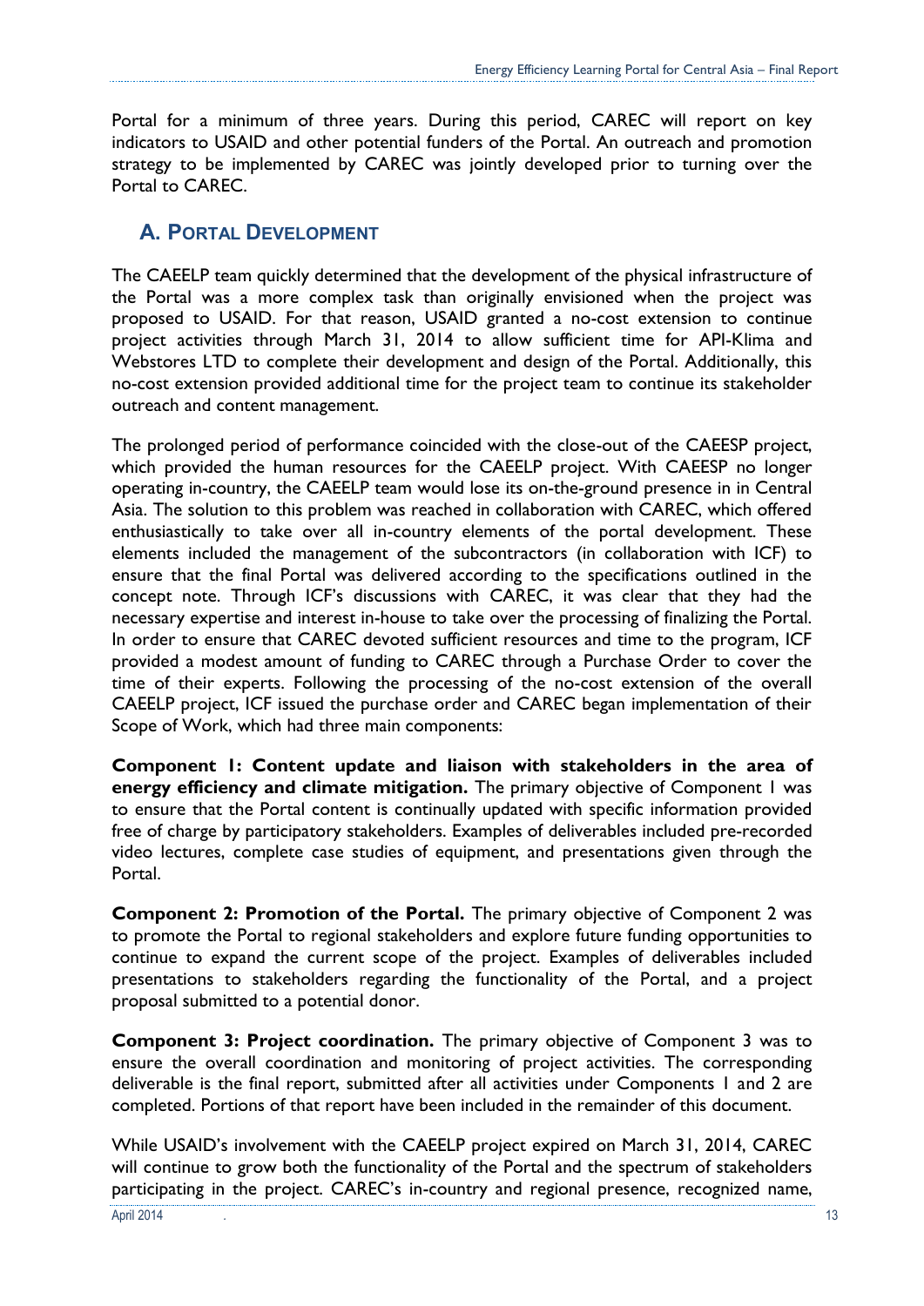Portal for a minimum of three years. During this period, CAREC will report on key indicators to USAID and other potential funders of the Portal. An outreach and promotion strategy to be implemented by CAREC was jointly developed prior to turning over the Portal to CAREC.

## A. Portal Development

The CAEELP team quickly determined that the development of the physical infrastructure of the Portal was a more complex task than originally envisioned when the project was proposed to USAID. For that reason, USAID granted a no-cost extension to continue project activities through March 31, 2014 to allow sufficient time for API-Klima and Webstores LTD to complete their development and design of the Portal. Additionally, this no-cost extension provided additional time for the project team to continue its stakeholder outreach and content management.

The prolonged period of performance coincided with the close-out of the CAEESP project, which provided the human resources for the CAEELP project. With CAEESP no longer operating in-country, the CAEELP team would lose its on-the-ground presence in in Central Asia. The solution to this problem was reached in collaboration with CAREC, which offered enthusiastically to take over all in-country elements of the portal development. These elements included the management of the subcontractors (in collaboration with ICF) to ensure that the final Portal was delivered according to the specifications outlined in the concept note. Through ICF's discussions with CAREC, it was clear that they had the necessary expertise and interest in-house to take over the processing of finalizing the Portal. In order to ensure that CAREC devoted sufficient resources and time to the program, ICF provided a modest amount of funding to CAREC through a Purchase Order to cover the time of their experts. Following the processing of the no-cost extension of the overall CAEELP project, ICF issued the purchase order and CAREC began implementation of their Scope of Work, which had three main components:

**Component 1: Content update and liaison with stakeholders in the area of energy efficiency and climate mitigation.** The primary objective of Component 1 was to ensure that the Portal content is continually updated with specific information provided free of charge by participatory stakeholders. Examples of deliverables included pre-recorded video lectures, complete case studies of equipment, and presentations given through the Portal.

**Component 2: Promotion of the Portal.** The primary objective of Component 2 was to promote the Portal to regional stakeholders and explore future funding opportunities to continue to expand the current scope of the project. Examples of deliverables included presentations to stakeholders regarding the functionality of the Portal, and a project proposal submitted to a potential donor.

**Component 3: Project coordination.** The primary objective of Component 3 was to ensure the overall coordination and monitoring of project activities. The corresponding deliverable is the final report, submitted after all activities under Components 1 and 2 are completed. Portions of that report have been included in the remainder of this document.

While USAID's involvement with the CAEELP project expired on March 31, 2014, CAREC will continue to grow both the functionality of the Portal and the spectrum of stakeholders participating in the project. CAREC's in-country and regional presence, recognized name,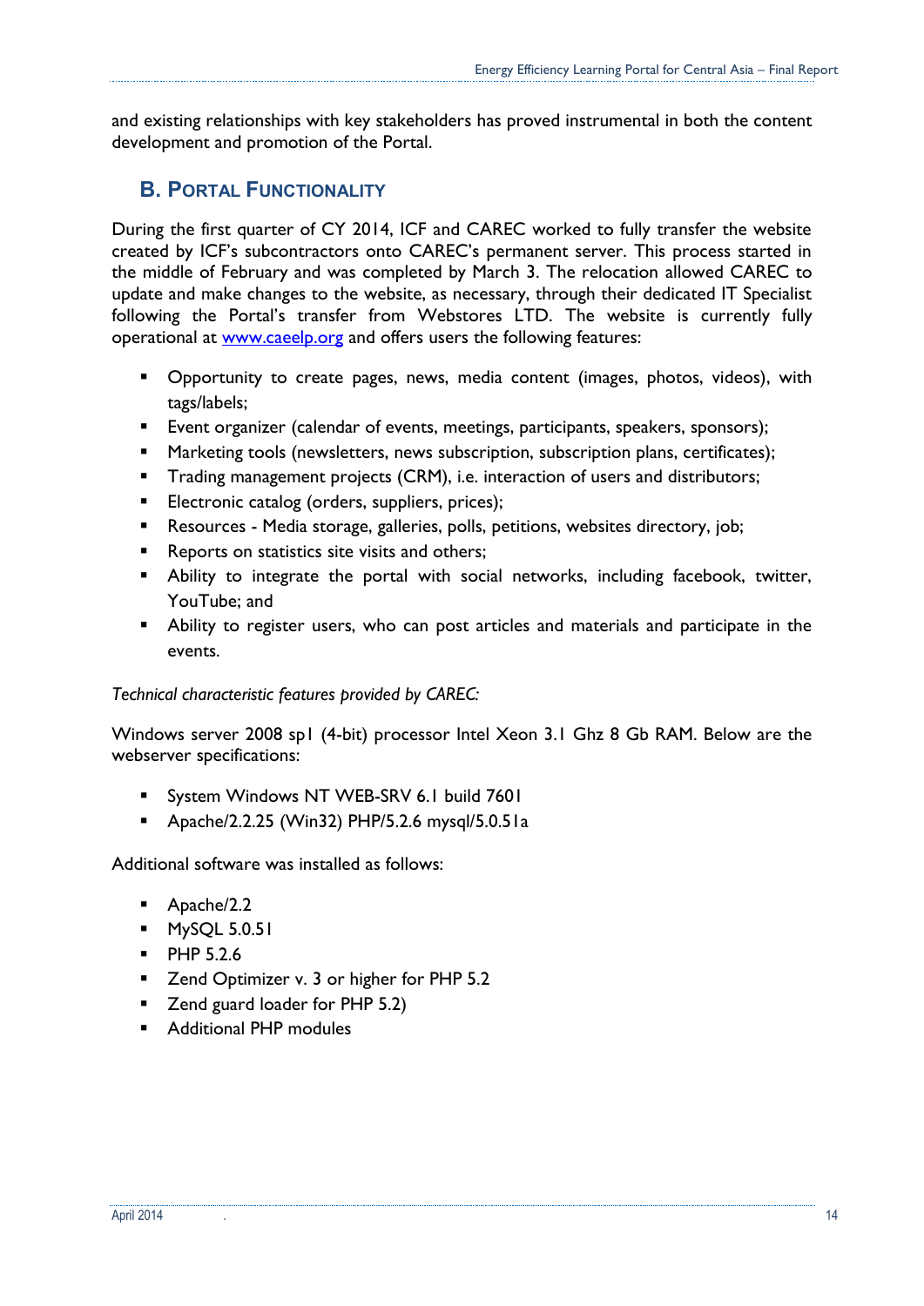and existing relationships with key stakeholders has proved instrumental in both the content development and promotion of the Portal.

## B. Portal Functionality

During the first quarter of CY 2014, ICF and CAREC worked to fully transfer the website created by ICF's subcontractors onto CAREC's permanent server. This process started in the middle of February and was completed by March 3. The relocation allowed CAREC to update and make changes to the website, as necessary, through their dedicated IT Specialist following the Portal's transfer from Webstores LTD. The website is currently fully operational at www.caeelp.org and offers users the following features:

- Opportunity to create pages, news, media content (images, photos, videos), with tags/labels;
- Event organizer (calendar of events, meetings, participants, speakers, sponsors);
- Marketing tools (newsletters, news subscription, subscription plans, certificates);
- Trading management projects (CRM), i.e. interaction of users and distributors;
- Electronic catalog (orders, suppliers, prices);
- Resources - Media storage, galleries, polls, petitions, websites directory, job;
- Reports on statistics site visits and others;
- Ability to integrate the portal with social networks, including facebook, twitter, YouTube; and
- Ability to register users, who can post articles and materials and participate in the events.

*Technical characteristic features provided by CAREC:*

Windows server 2008 sp1 (4-bit) processor Intel Xeon 3.1 Ghz 8 Gb RAM. Below are the webserver specifications:

- System Windows NT WEB-SRV 6.1 build 7601
- Apache/2.2.25 (Win32) PHP/5.2.6 mysql/5.0.51a

Additional software was installed as follows:

- Apache/2.2
- MySQL 5.0.51
- PHP 5.2.6
- Zend Optimizer v. 3 or higher for PHP 5.2
- Zend guard loader for PHP 5.2)
- Additional PHP modules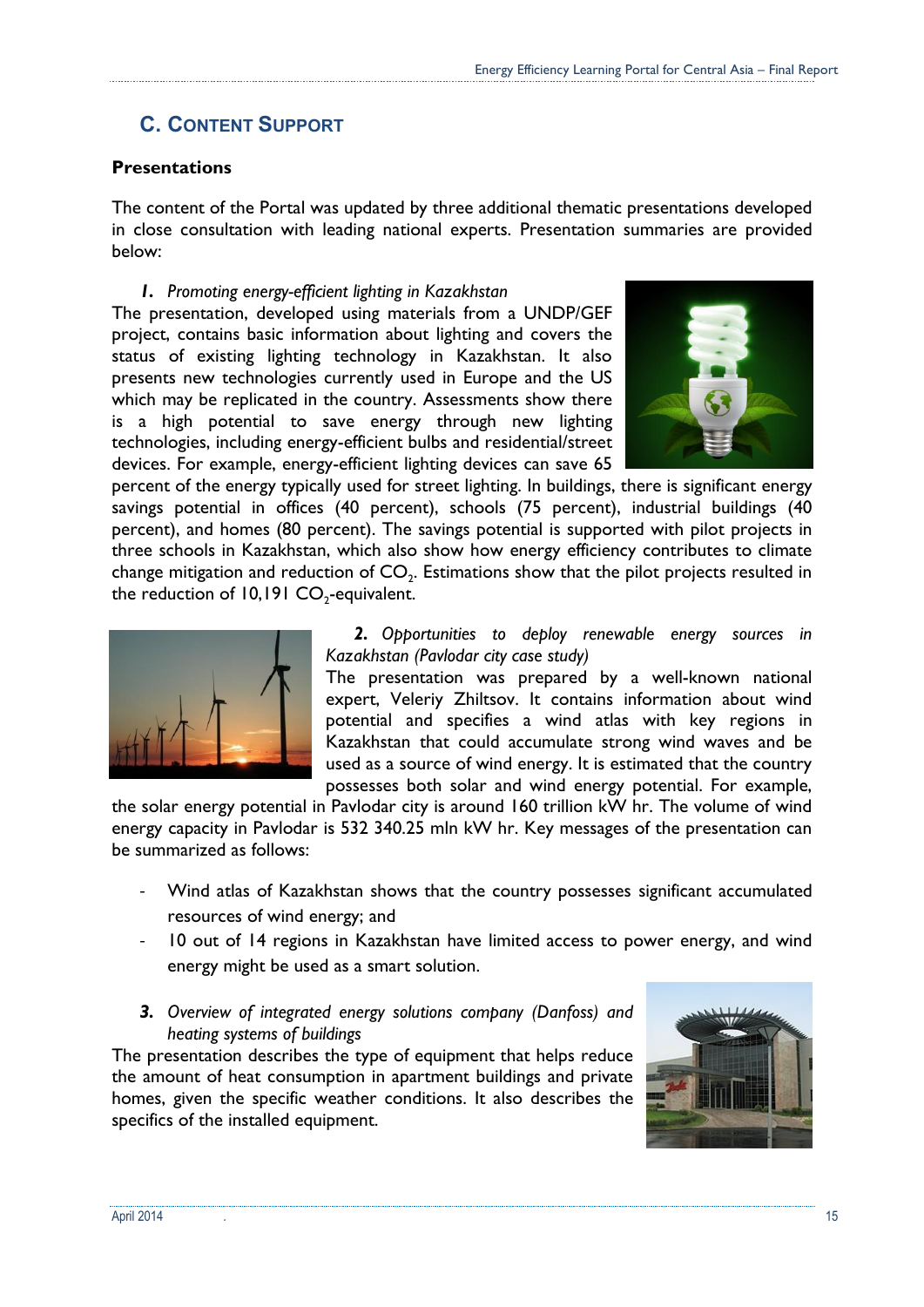## C. Content Support

### Presentations

The content of the Portal was updated by three additional thematic presentations developed in close consultation with leading national experts. Presentation summaries are provided below:

***1.*** *Promoting energy-efficient lighting in Kazakhstan*

The presentation, developed using materials from a UNDP/GEF project, contains basic information about lighting and covers the status of existing lighting technology in Kazakhstan. It also presents new technologies currently used in Europe and the US which may be replicated in the country. Assessments show there is a high potential to save energy through new lighting technologies, including energy-efficient bulbs and residential/street devices. For example, energy-efficient lighting devices can save 65 percent of the energy typically used for street lighting. In buildings, there is significant energy savings potential in offices (40 percent), schools (75 percent), industrial buildings (40 percent), and homes (80 percent). The savings potential is supported with pilot projects in three schools in Kazakhstan, which also show how energy efficiency contributes to climate change mitigation and reduction of $CO_2$. Estimations show that the pilot projects resulted in the reduction of 10,191 $CO_2$-equivalent.

***2.*** *Opportunities to deploy renewable energy sources in Kazakhstan (Pavlodar city case study)*

The presentation was prepared by a well-known national expert, Veleriy Zhiltsov. It contains information about wind potential and specifies a wind atlas with key regions in Kazakhstan that could accumulate strong wind waves and be used as a source of wind energy. It is estimated that the country possesses both solar and wind energy potential. For example, the solar energy potential in Pavlodar city is around 160 trillion kW hr. The volume of wind energy capacity in Pavlodar is 532 340.25 mln kW hr. Key messages of the presentation can be summarized as follows:

- Wind atlas of Kazakhstan shows that the country possesses significant accumulated resources of wind energy; and
- 10 out of 14 regions in Kazakhstan have limited access to power energy, and wind energy might be used as a smart solution.

***3.*** *Overview of integrated energy solutions company (Danfoss) and heating systems of buildings*

The presentation describes the type of equipment that helps reduce the amount of heat consumption in apartment buildings and private homes, given the specific weather conditions. It also describes the specifics of the installed equipment.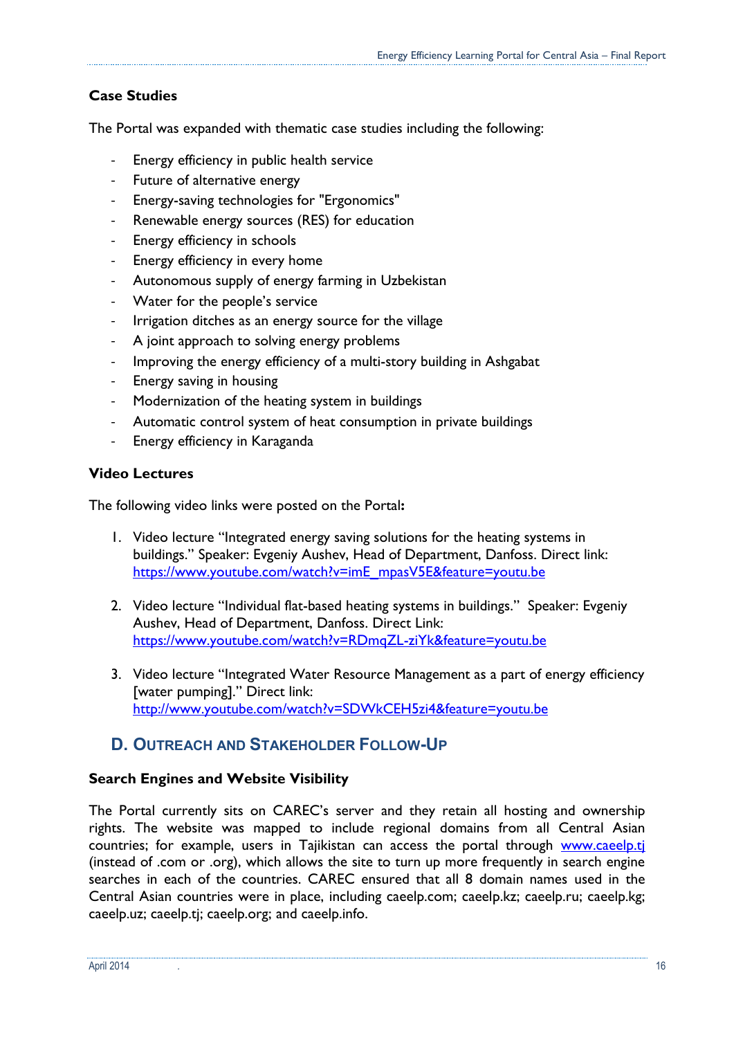### Case Studies

The Portal was expanded with thematic case studies including the following:

- Energy efficiency in public health service
- Future of alternative energy
- Energy-saving technologies for "Ergonomics"
- Renewable energy sources (RES) for education
- Energy efficiency in schools
- Energy efficiency in every home
- Autonomous supply of energy farming in Uzbekistan
- Water for the people's service
- Irrigation ditches as an energy source for the village
- A joint approach to solving energy problems
- Improving the energy efficiency of a multi-story building in Ashgabat
- Energy saving in housing
- Modernization of the heating system in buildings
- Automatic control system of heat consumption in private buildings
- Energy efficiency in Karaganda

### Video Lectures

The following video links were posted on the Portal**:**

1. Video lecture "Integrated energy saving solutions for the heating systems in buildings." Speaker: Evgeniy Aushev, Head of Department, Danfoss. Direct link: https://www.youtube.com/watch?v=imE_mpasV5E&feature=youtu.be

2. Video lecture "Individual flat-based heating systems in buildings." Speaker: Evgeniy Aushev, Head of Department, Danfoss. Direct Link: https://www.youtube.com/watch?v=RDmqZL-ziYk&feature=youtu.be

3. Video lecture "Integrated Water Resource Management as a part of energy efficiency [water pumping]." Direct link: http://www.youtube.com/watch?v=SDWkCEH5zi4&feature=youtu.be

## D. Outreach and Stakeholder Follow-Up

### Search Engines and Website Visibility

The Portal currently sits on CAREC's server and they retain all hosting and ownership rights. The website was mapped to include regional domains from all Central Asian countries; for example, users in Tajikistan can access the portal through www.caeelp.tj (instead of .com or .org), which allows the site to turn up more frequently in search engine searches in each of the countries. CAREC ensured that all 8 domain names used in the Central Asian countries were in place, including caeelp.com; caeelp.kz; caeelp.ru; caeelp.kg; caeelp.uz; caeelp.tj; caeelp.org; and caeelp.info.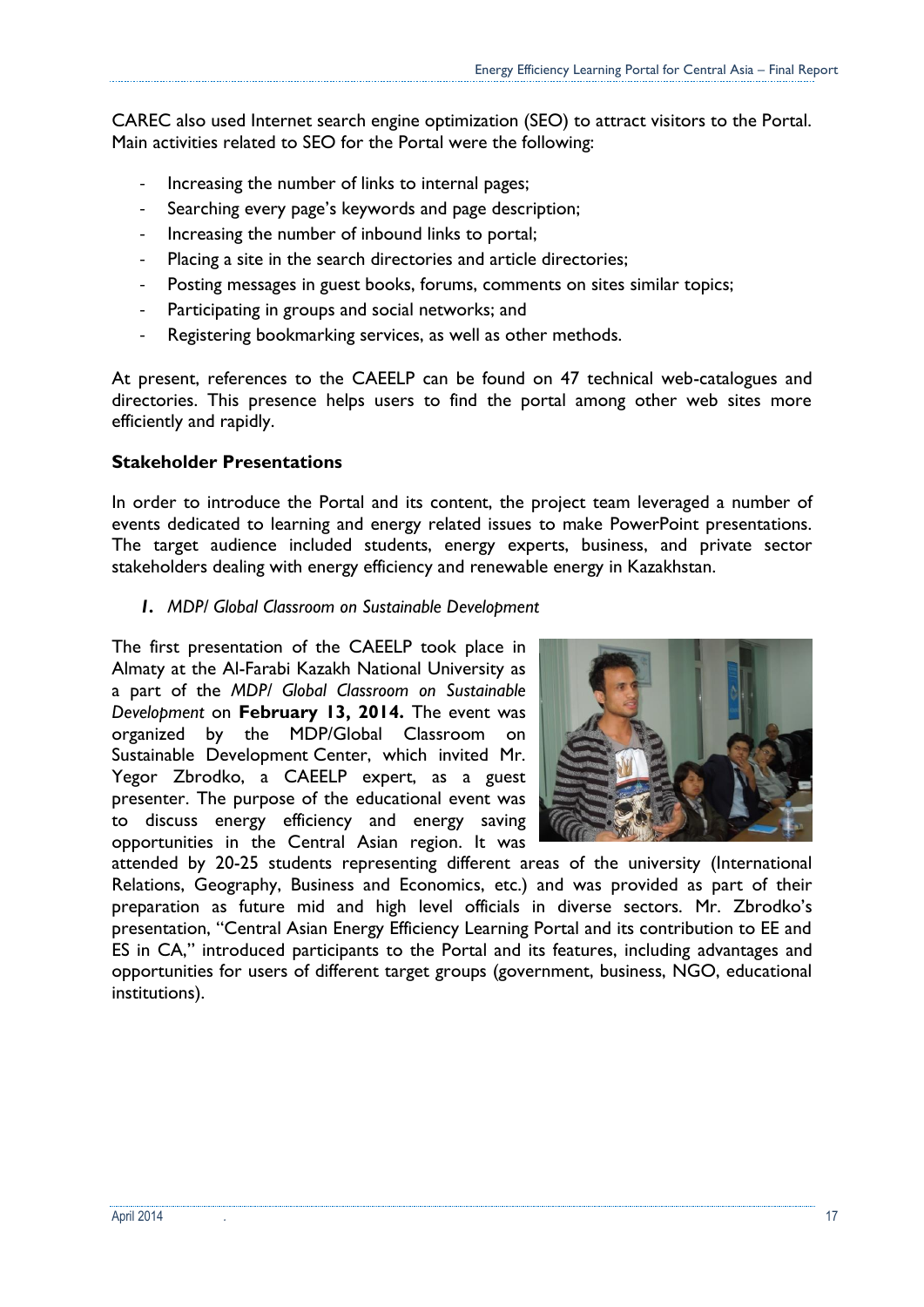CAREC also used Internet search engine optimization (SEO) to attract visitors to the Portal. Main activities related to SEO for the Portal were the following:

- Increasing the number of links to internal pages;
- Searching every page's keywords and page description;
- Increasing the number of inbound links to portal;
- Placing a site in the search directories and article directories;
- Posting messages in guest books, forums, comments on sites similar topics;
- Participating in groups and social networks; and
- Registering bookmarking services, as well as other methods.

At present, references to the CAEELP can be found on 47 technical web-catalogues and directories. This presence helps users to find the portal among other web sites more efficiently and rapidly.

**Stakeholder Presentations**

In order to introduce the Portal and its content, the project team leveraged a number of events dedicated to learning and energy related issues to make PowerPoint presentations. The target audience included students, energy experts, business, and private sector stakeholders dealing with energy efficiency and renewable energy in Kazakhstan.

1. *MDP/ Global Classroom on Sustainable Development*

The first presentation of the CAEELP took place in Almaty at the Al-Farabi Kazakh National University as a part of the *MDP/ Global Classroom on Sustainable Development* on **February 13, 2014.** The event was organized by the MDP/Global Classroom on Sustainable Development Center, which invited Mr. Yegor Zbrodko, a CAEELP expert, as a guest presenter. The purpose of the educational event was to discuss energy efficiency and energy saving opportunities in the Central Asian region. It was attended by 20-25 students representing different areas of the university (International Relations, Geography, Business and Economics, etc.) and was provided as part of their preparation as future mid and high level officials in diverse sectors. Mr. Zbrodko's presentation, "Central Asian Energy Efficiency Learning Portal and its contribution to EE and ES in CA," introduced participants to the Portal and its features, including advantages and opportunities for users of different target groups (government, business, NGO, educational institutions).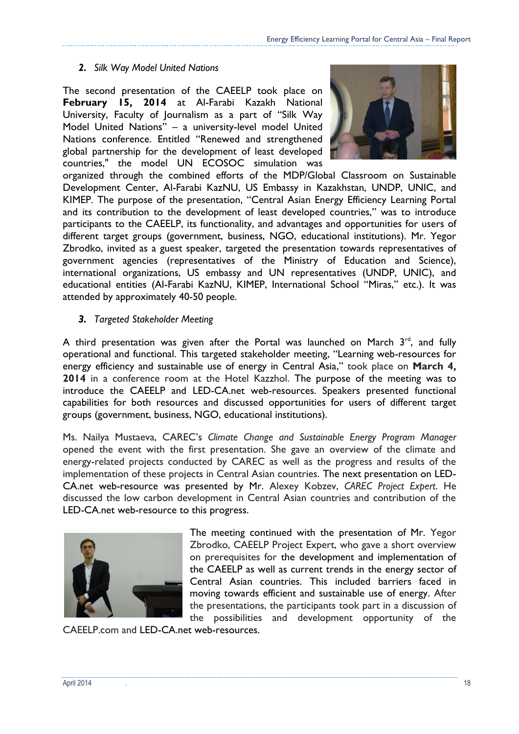***2. Silk Way Model United Nations***

The second presentation of the CAEELP took place on **February 15, 2014** at Al-Farabi Kazakh National University, Faculty of Journalism as a part of "Silk Way Model United Nations" – a university-level model United Nations conference. Entitled "Renewed and strengthened global partnership for the development of least developed countries," the model UN ECOSOC simulation was organized through the combined efforts of the MDP/Global Classroom on Sustainable Development Center, Al-Farabi KazNU, US Embassy in Kazakhstan, UNDP, UNIC, and KIMEP. The purpose of the presentation, "Central Asian Energy Efficiency Learning Portal and its contribution to the development of least developed countries," was to introduce participants to the CAEELP, its functionality, and advantages and opportunities for users of different target groups (government, business, NGO, educational institutions). Mr. Yegor Zbrodko, invited as a guest speaker, targeted the presentation towards representatives of government agencies (representatives of the Ministry of Education and Science), international organizations, US embassy and UN representatives (UNDP, UNIC), and educational entities (Al-Farabi KazNU, KIMEP, International School "Miras," etc.). It was attended by approximately 40-50 people.

***3. Targeted Stakeholder Meeting***

A third presentation was given after the Portal was launched on March 3[rd], and fully operational and functional. This targeted stakeholder meeting, "Learning web-resources for energy efficiency and sustainable use of energy in Central Asia," took place on **March 4, 2014** in a conference room at the Hotel Kazzhol. The purpose of the meeting was to introduce the CAEELP and LED-CA.net web-resources. Speakers presented functional capabilities for both resources and discussed opportunities for users of different target groups (government, business, NGO, educational institutions).

Ms. Nailya Mustaeva, CAREC's *Climate Change and Sustainable Energy Program Manager* opened the event with the first presentation. She gave an overview of the climate and energy-related projects conducted by CAREC as well as the progress and results of the implementation of these projects in Central Asian countries. The next presentation on LED-CA.net web-resource was presented by Mr. Alexey Kobzev, *CAREC Project Expert*. He discussed the low carbon development in Central Asian countries and contribution of the LED-CA.net web-resource to this progress.

The meeting continued with the presentation of Mr. Yegor Zbrodko, CAEELP Project Expert, who gave a short overview on prerequisites for the development and implementation of the CAEELP as well as current trends in the energy sector of Central Asian countries. This included barriers faced in moving towards efficient and sustainable use of energy. After the presentations, the participants took part in a discussion of the possibilities and development opportunity of the CAEELP.com and LED-CA.net web-resources.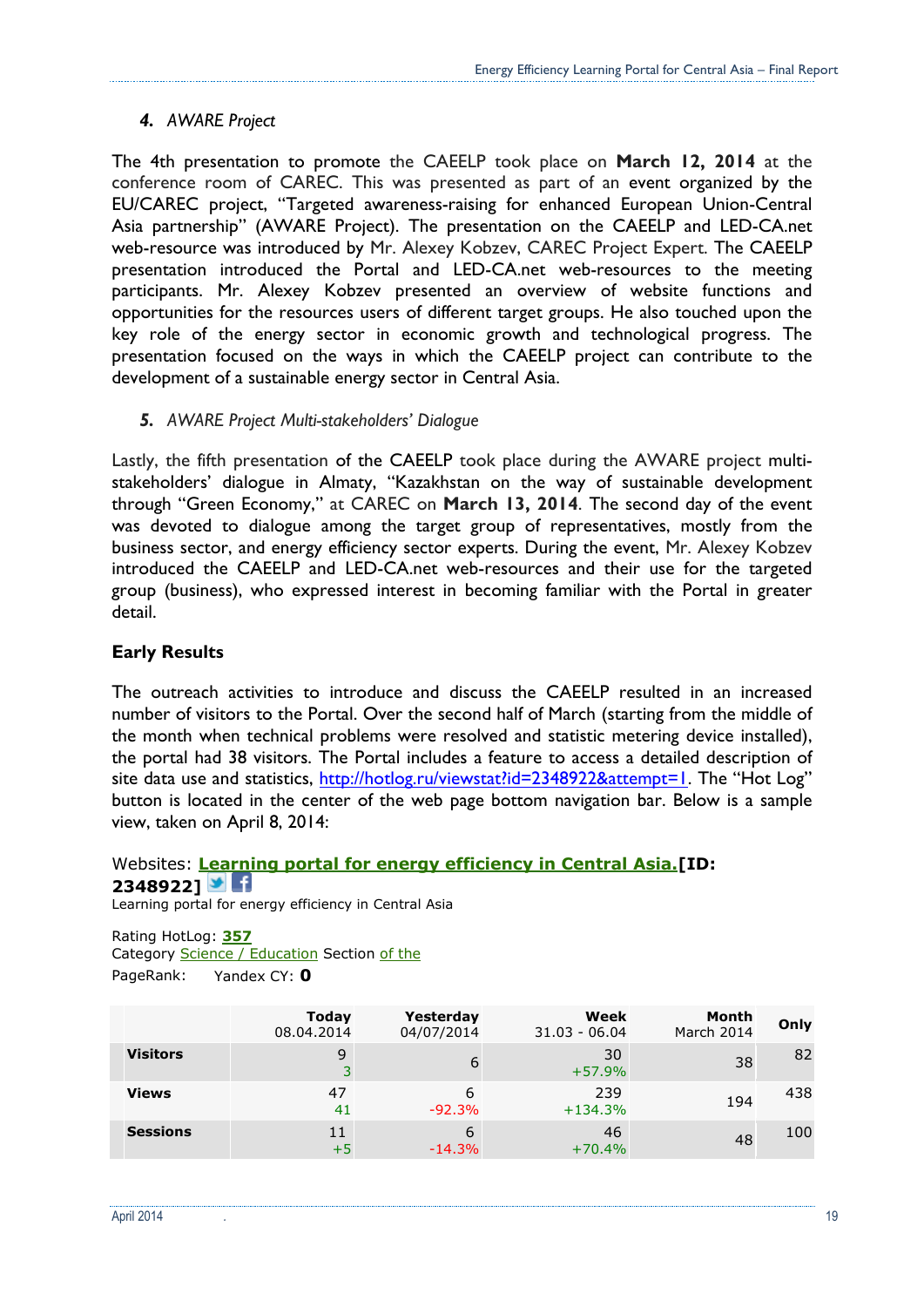4. *AWARE Project*

The 4th presentation to promote the CAEELP took place on **March 12, 2014** at the conference room of CAREC. This was presented as part of an event organized by the EU/CAREC project, "Targeted awareness-raising for enhanced European Union-Central Asia partnership" (AWARE Project). The presentation on the CAEELP and LED-CA.net web-resource was introduced by Mr. Alexey Kobzev, CAREC Project Expert. The CAEELP presentation introduced the Portal and LED-CA.net web-resources to the meeting participants. Mr. Alexey Kobzev presented an overview of website functions and opportunities for the resources users of different target groups. He also touched upon the key role of the energy sector in economic growth and technological progress. The presentation focused on the ways in which the CAEELP project can contribute to the development of a sustainable energy sector in Central Asia.

5. *AWARE Project Multi-stakeholders' Dialogue*

Lastly, the fifth presentation of the CAEELP took place during the AWARE project multi-stakeholders' dialogue in Almaty, "Kazakhstan on the way of sustainable development through "Green Economy," at CAREC on **March 13, 2014**. The second day of the event was devoted to dialogue among the target group of representatives, mostly from the business sector, and energy efficiency sector experts. During the event, Mr. Alexey Kobzev introduced the CAEELP and LED-CA.net web-resources and their use for the targeted group (business), who expressed interest in becoming familiar with the Portal in greater detail.

## Early Results

The outreach activities to introduce and discuss the CAEELP resulted in an increased number of visitors to the Portal. Over the second half of March (starting from the middle of the month when technical problems were resolved and statistic metering device installed), the portal had 38 visitors. The Portal includes a feature to access a detailed description of site data use and statistics, http://hotlog.ru/viewstat?id=2348922&attempt=1. The "Hot Log" button is located in the center of the web page bottom navigation bar. Below is a sample view, taken on April 8, 2014:

Websites: **Learning portal for energy efficiency in Central Asia.[ID: 2348922]**
Learning portal for energy efficiency in Central Asia

Rating HotLog: **357**
Category Science / Education Section of the
PageRank: Yandex CY: **0**

| | Today 08.04.2014 | Yesterday 04/07/2014 | Week 31.03 - 06.04 | Month March 2014 | Only |
|---|---|---|---|---|---|
| **Visitors** | 9<br>3 | 6 | 30<br>+57.9% | 38 | 82 |
| **Views** | 47<br>41 | 6<br>-92.3% | 239<br>+134.3% | 194 | 438 |
| **Sessions** | 11<br>+5 | 6<br>-14.3% | 46<br>+70.4% | 48 | 100 |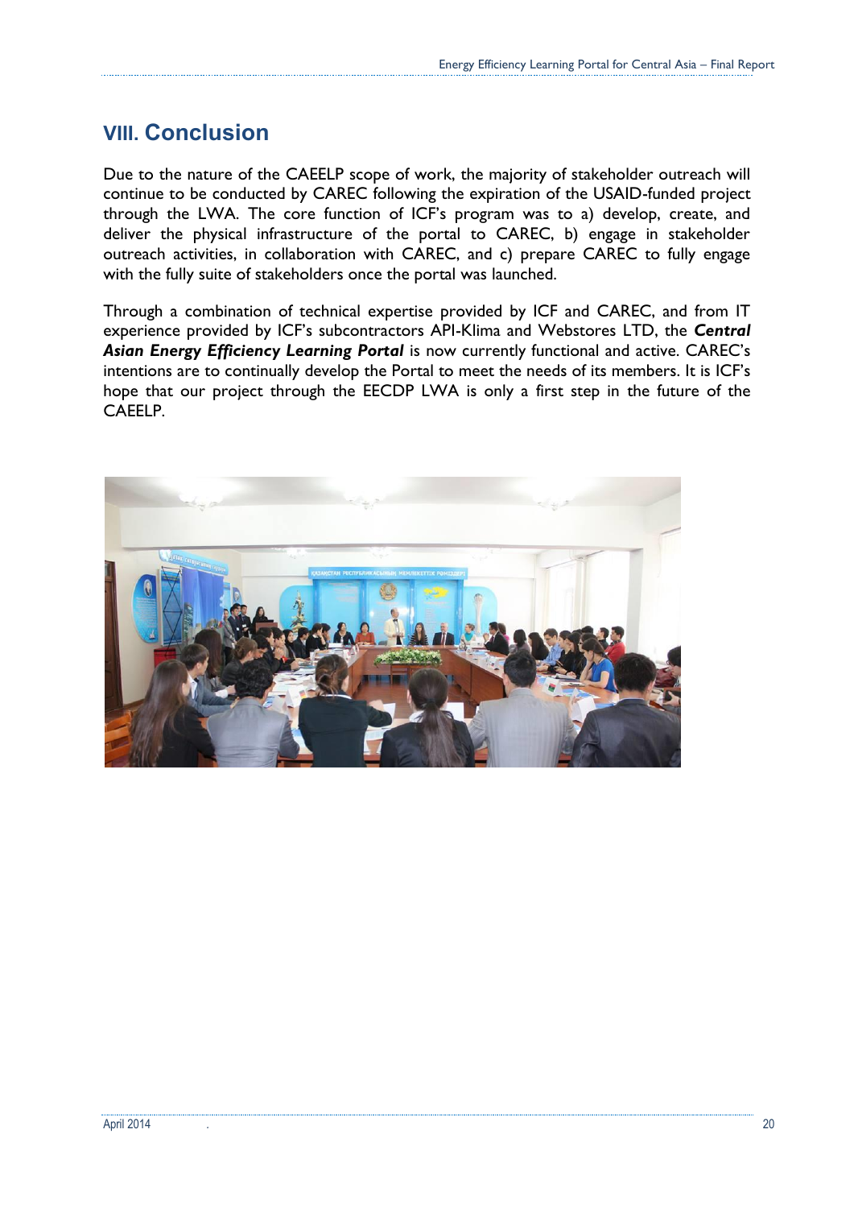# VIII. Conclusion

Due to the nature of the CAEELP scope of work, the majority of stakeholder outreach will continue to be conducted by CAREC following the expiration of the USAID-funded project through the LWA. The core function of ICF's program was to a) develop, create, and deliver the physical infrastructure of the portal to CAREC, b) engage in stakeholder outreach activities, in collaboration with CAREC, and c) prepare CAREC to fully engage with the fully suite of stakeholders once the portal was launched.

Through a combination of technical expertise provided by ICF and CAREC, and from IT experience provided by ICF's subcontractors API-Klima and Webstores LTD, the ***Central Asian Energy Efficiency Learning Portal*** is now currently functional and active. CAREC's intentions are to continually develop the Portal to meet the needs of its members. It is ICF's hope that our project through the EECDP LWA is only a first step in the future of the CAEELP.